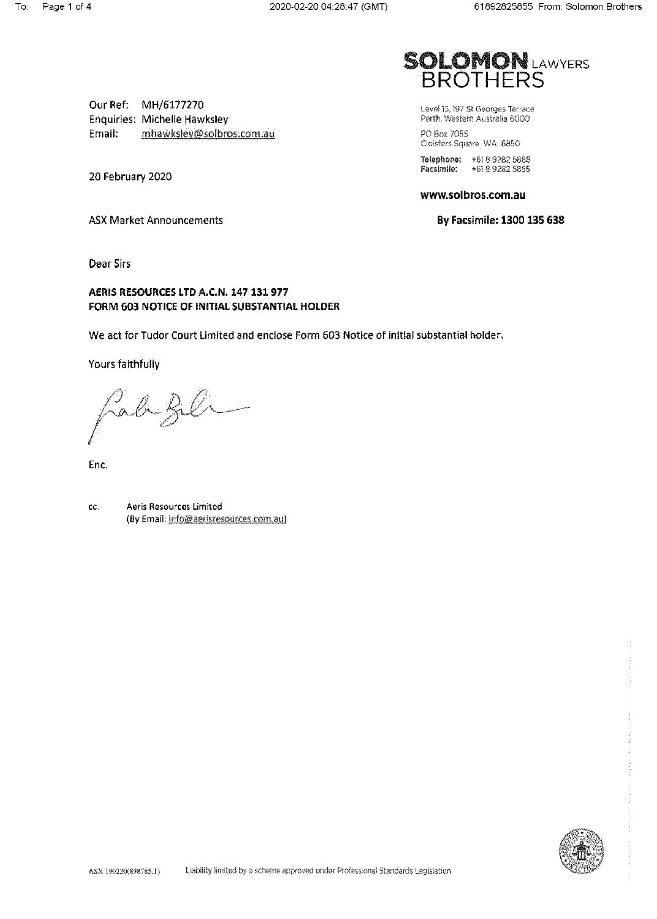**SOLOMON** LAWYERS
**BROTHERS**

Our Ref: MH/6177270
Enquiries: Michelle Hawksley
Email: mhawksley@solbros.com.au

Level 15, 197 St Georges Terrace
Perth, Western Australia 6000

PO Box 7055
Cloisters Square WA 6850

**Telephone:** +61 8 9282 5888
**Facsimile:** +61 8 9282 5855

**www.solbros.com.au**

20 February 2020

ASX Market Announcements

**By Facsimile: 1300 135 638**

Dear Sirs

**AERIS RESOURCES LTD A.C.N. 147 131 977**
**FORM 603 NOTICE OF INITIAL SUBSTANTIAL HOLDER**

We act for Tudor Court Limited and enclose Form 603 Notice of initial substantial holder.

Yours faithfully

Enc.

cc. Aeris Resources Limited
(By Email: info@aerisresources.com.au)

ASX 190220(898765.1) Liability limited by a scheme approved under Professional Standards Legislation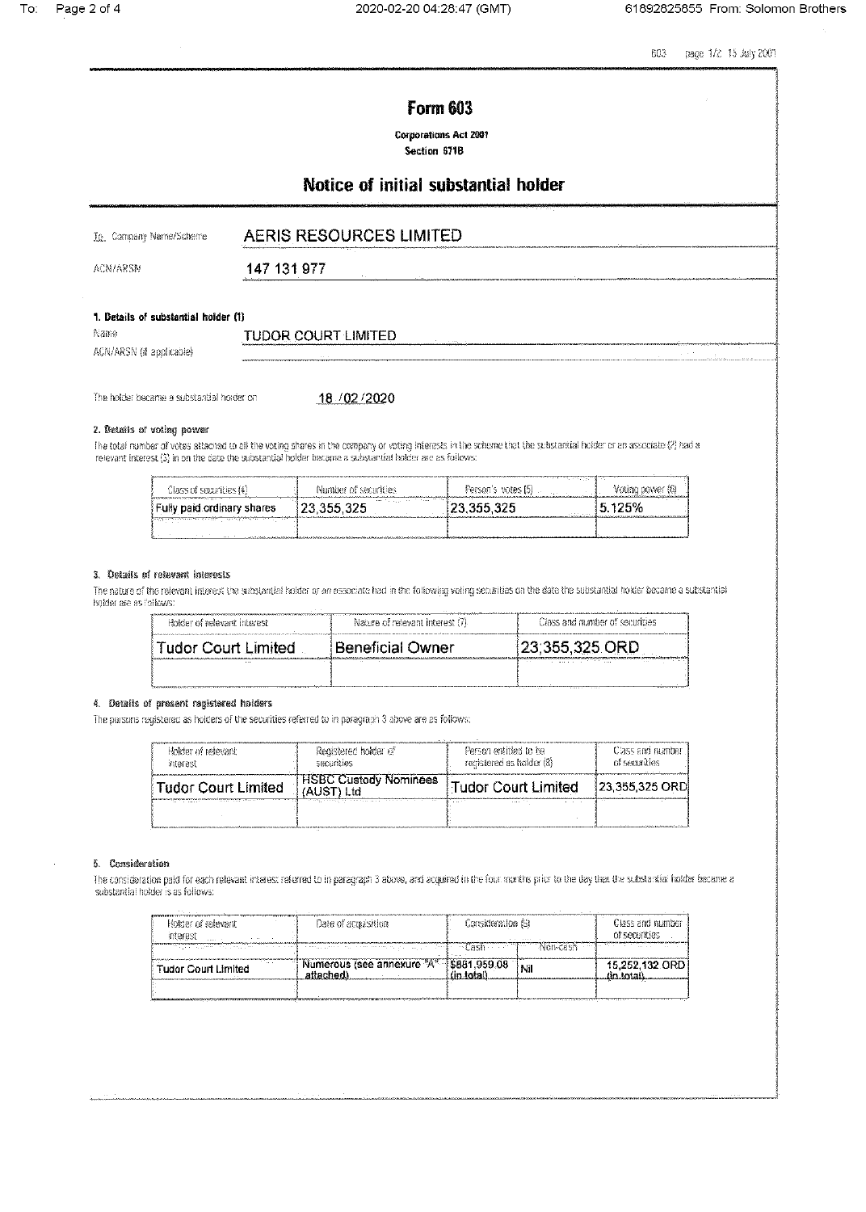# Form 603

**Corporations Act 2001**
**Section 671B**

## Notice of initial substantial holder

To Company Name/Scheme: AERIS RESOURCES LIMITED

ACN/ARSN: 147 131 977

### 1. Details of substantial holder (1)

Name: TUDOR COURT LIMITED

ACN/ARSN (if applicable):

The holder became a substantial holder on: 18 /02 /2020

### 2. Details of voting power

The total number of votes attached to all the voting shares in the company or voting interests in the scheme that the substantial holder or an associate (2) had a relevant interest (3) in on the date the substantial holder became a substantial holder are as follows:

| Class of securities (4) | Number of securities | Person's votes (5) | Voting power (6) |
|---|---|---|---|
| Fully paid ordinary shares | 23,355,325 | 23,355,325 | 5.125% |
| | | | |

### 3. Details of relevant interests

The nature of the relevant interest the substantial holder or an associate had in the following voting securities on the date the substantial holder became a substantial holder are as follows:

| Holder of relevant interest | Nature of relevant interest (7) | Class and number of securities |
|---|---|---|
| Tudor Court Limited | Beneficial Owner | 23,355,325 ORD |
| | | |

### 4. Details of present registered holders

The persons registered as holders of the securities referred to in paragraph 3 above are as follows:

| Holder of relevant interest | Registered holder of securities | Person entitled to be registered as holder (8) | Class and number of securities |
|---|---|---|---|
| Tudor Court Limited | HSBC Custody Nominees (AUST) Ltd | Tudor Court Limited | 23,355,325 ORD |
| | | | |

### 5. Consideration

The consideration paid for each relevant interest referred to in paragraph 3 above, and acquired in the four months prior to the day that the substantial holder became a substantial holder is as follows:

| Holder of relevant interest | Date of acquisition | Consideration (9) | | Class and number of securities |
|---|---|---|---|---|
| | | Cash | Non-cash | |
| Tudor Court Limited | Numerous (see annexure "A" attached) | $881,959.08 (in total) | Nil | 15,252,132 ORD (in total) |
| | | | | |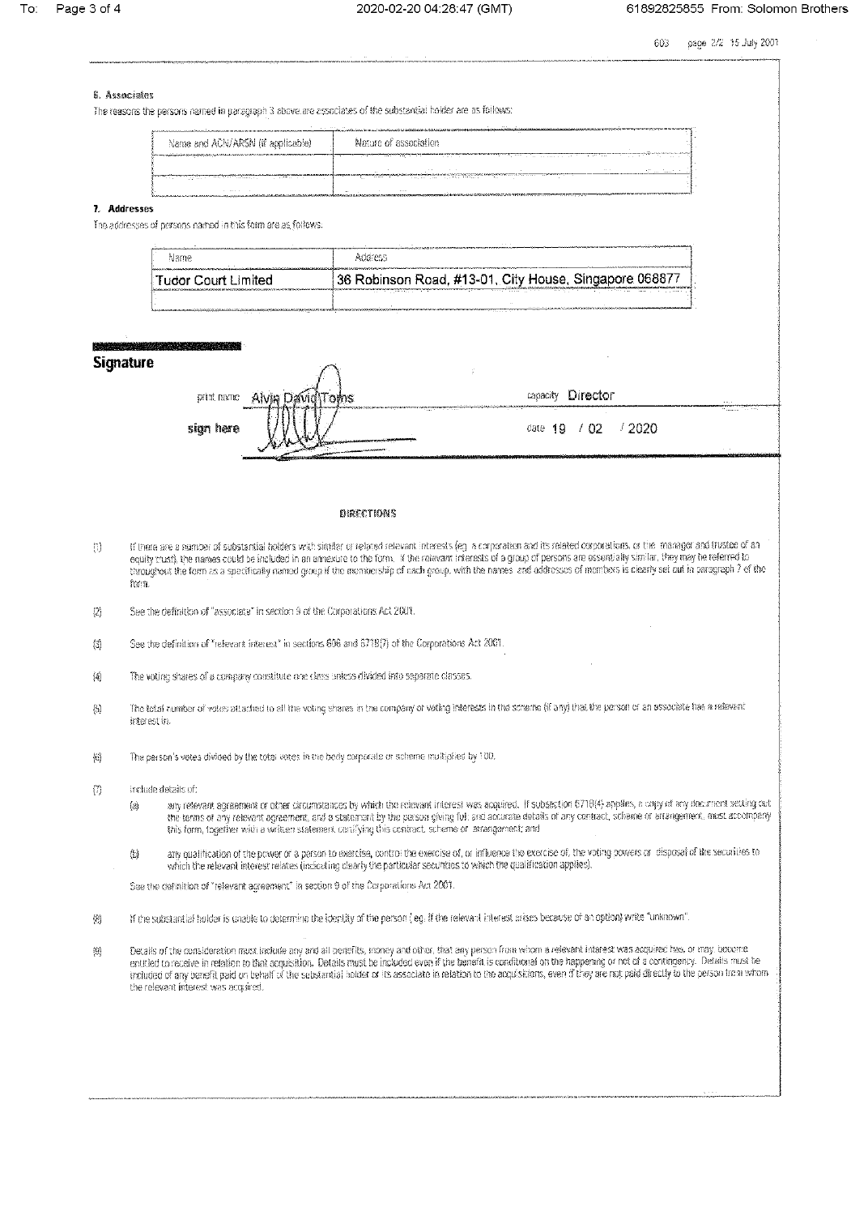## 6. Associates

The reasons the persons named in paragraph 3 above are associates of the substantial holder are as follows:

| Name and ACN/ARSN (if applicable) | Nature of association |
|---|---|
| | |
| | |

## 7. Addresses

The addresses of persons named in this form are as follows:

| Name | Address |
|---|---|
| Tudor Court Limited | 36 Robinson Road, #13-01, City House, Singapore 068877 |
| | |

## Signature

print name Alvin David Toms capacity Director

sign here date 19 / 02 / 2020

### DIRECTIONS

(1) If there are a number of substantial holders with similar or related relevant interests (eg. a corporation and its related corporations, or the manager and trustee of an equity trust), the names could be included in an annexure to the form. If the relevant interests of a group of persons are essentially similar, they may be referred to throughout the form as a specifically named group if the membership of each group, with the names and addresses of members is clearly set out in paragraph 7 of the form.

(2) See the definition of "associate" in section 9 of the Corporations Act 2001.

(3) See the definition of "relevant interest" in sections 608 and 671B(7) of the Corporations Act 2001.

(4) The voting shares of a company constitute one class unless divided into separate classes.

(5) The total number of votes attached to all the voting shares in the company or voting interests in the scheme (if any) that the person or an associate has a relevant interest in.

(6) The person's votes divided by the total votes in the body corporate or scheme multiplied by 100.

(7) Include details of:

(a) any relevant agreement or other circumstances by which the relevant interest was acquired. If subsection 671B(4) applies, a copy of any document setting out the terms of any relevant agreement, and a statement by the person giving full and accurate details of any contract, scheme or arrangement, must accompany this form, together with a written statement certifying this contract, scheme or arrangement; and

(b) any qualification of the power of a person to exercise, control the exercise of, or influence the exercise of, the voting powers or disposal of the securities to which the relevant interest relates (indicating clearly the particular securities to which the qualification applies).

See the definition of "relevant agreement" in section 9 of the Corporations Act 2001.

(8) If the substantial holder is unable to determine the identity of the person (eg. if the relevant interest arises because of an option) write "unknown".

(9) Details of the consideration must include any and all benefits, money and other, that any person from whom a relevant interest was acquired has, or may become entitled to receive in relation to that acquisition. Details must be included even if the benefit is conditional on the happening or not of a contingency. Details must be included of any benefit paid on behalf of the substantial holder or its associate in relation to the acquisitions, even if they are not paid directly to the person from whom the relevant interest was acquired.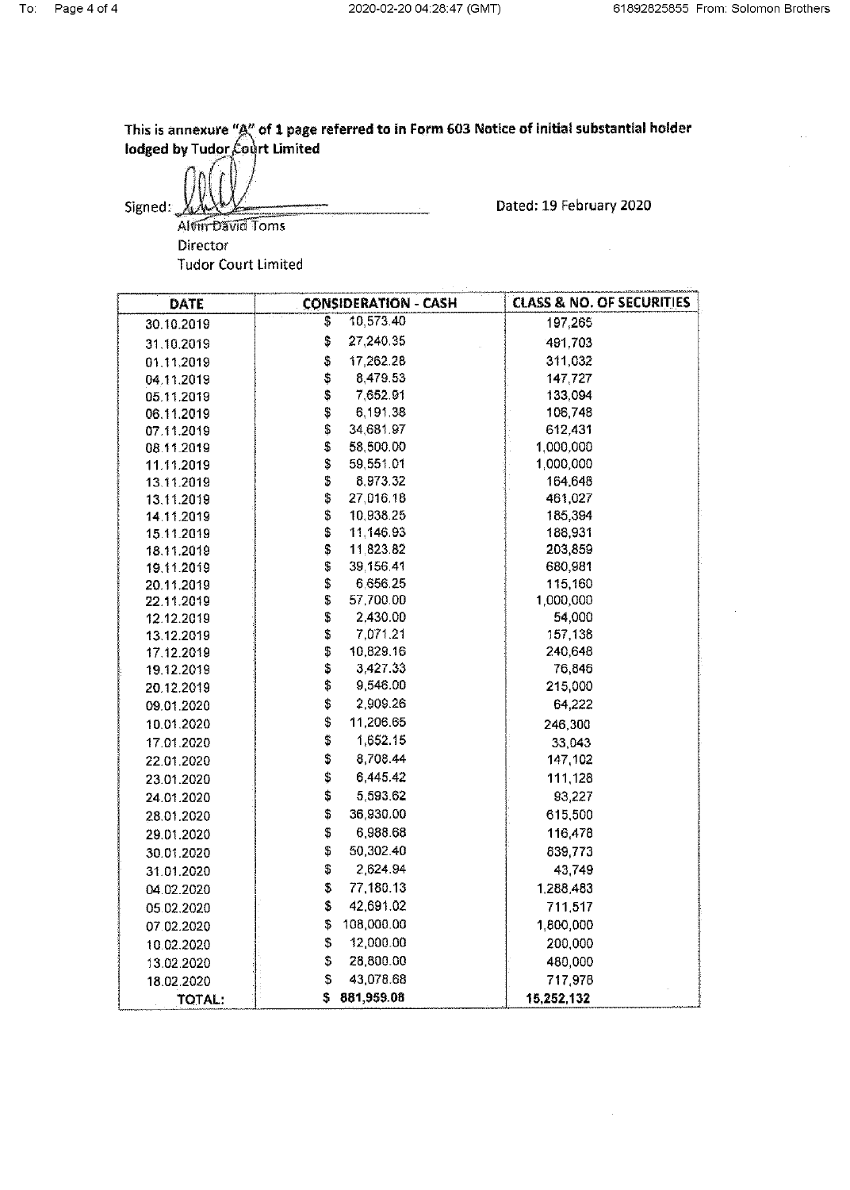**This is annexure "A" of 1 page referred to in Form 603 Notice of initial substantial holder lodged by Tudor Court Limited**

Signed: Alvin David Toms
Director
Tudor Court Limited

Dated: 19 February 2020

| DATE | CONSIDERATION - CASH | CLASS & NO. OF SECURITIES |
|---|---|---|
| 30.10.2019 | $ 10,573.40 | 197,265 |
| 31.10.2019 | $ 27,240.35 | 491,703 |
| 01.11.2019 | $ 17,262.28 | 311,032 |
| 04.11.2019 | $ 8,479.53 | 147,727 |
| 05.11.2019 | $ 7,652.91 | 133,094 |
| 06.11.2019 | $ 6,191.38 | 106,748 |
| 07.11.2019 | $ 34,681.97 | 612,431 |
| 08.11.2019 | $ 58,500.00 | 1,000,000 |
| 11.11.2019 | $ 59,551.01 | 1,000,000 |
| 13.11.2019 | $ 8,973.32 | 164,646 |
| 13.11.2019 | $ 27,016.18 | 461,027 |
| 14.11.2019 | $ 10,938.25 | 185,394 |
| 15.11.2019 | $ 11,146.93 | 188,931 |
| 18.11.2019 | $ 11,823.82 | 203,859 |
| 19.11.2019 | $ 39,156.41 | 680,981 |
| 20.11.2019 | $ 6,656.25 | 115,160 |
| 22.11.2019 | $ 57,700.00 | 1,000,000 |
| 12.12.2019 | $ 2,430.00 | 54,000 |
| 13.12.2019 | $ 7,071.21 | 157,138 |
| 17.12.2019 | $ 10,829.16 | 240,648 |
| 19.12.2019 | $ 3,427.33 | 76,846 |
| 20.12.2019 | $ 9,546.00 | 215,000 |
| 09.01.2020 | $ 2,909.26 | 64,222 |
| 10.01.2020 | $ 11,206.65 | 246,300 |
| 17.01.2020 | $ 1,652.15 | 33,043 |
| 22.01.2020 | $ 8,708.44 | 147,102 |
| 23.01.2020 | $ 6,445.42 | 111,128 |
| 24.01.2020 | $ 5,593.62 | 93,227 |
| 28.01.2020 | $ 36,930.00 | 615,500 |
| 29.01.2020 | $ 6,988.68 | 116,478 |
| 30.01.2020 | $ 50,302.40 | 839,773 |
| 31.01.2020 | $ 2,624.94 | 43,749 |
| 04.02.2020 | $ 77,180.13 | 1,288,483 |
| 05.02.2020 | $ 42,691.02 | 711,517 |
| 07.02.2020 | $ 108,000.00 | 1,800,000 |
| 10.02.2020 | $ 12,000.00 | 200,000 |
| 13.02.2020 | $ 28,800.00 | 480,000 |
| 18.02.2020 | $ 43,078.68 | 717,978 |
| TOTAL: | $ 881,959.08 | 15,252,132 |